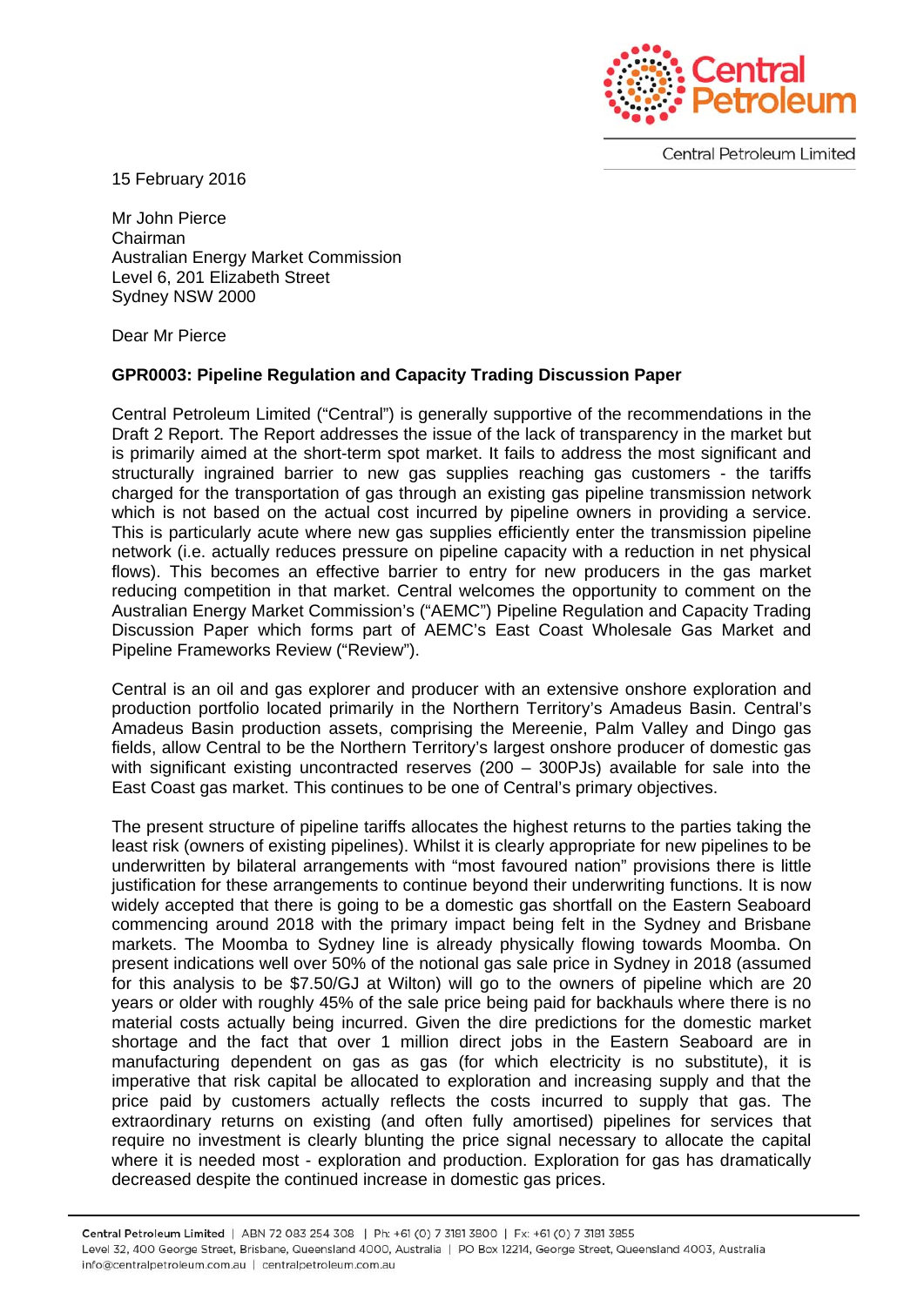Central Petroleum Limited

15 February 2016

Mr John Pierce
Chairman
Australian Energy Market Commission
Level 6, 201 Elizabeth Street
Sydney NSW 2000

Dear Mr Pierce

**GPR0003: Pipeline Regulation and Capacity Trading Discussion Paper**

Central Petroleum Limited ("Central") is generally supportive of the recommendations in the Draft 2 Report. The Report addresses the issue of the lack of transparency in the market but is primarily aimed at the short-term spot market. It fails to address the most significant and structurally ingrained barrier to new gas supplies reaching gas customers - the tariffs charged for the transportation of gas through an existing gas pipeline transmission network which is not based on the actual cost incurred by pipeline owners in providing a service. This is particularly acute where new gas supplies efficiently enter the transmission pipeline network (i.e. actually reduces pressure on pipeline capacity with a reduction in net physical flows). This becomes an effective barrier to entry for new producers in the gas market reducing competition in that market. Central welcomes the opportunity to comment on the Australian Energy Market Commission's ("AEMC") Pipeline Regulation and Capacity Trading Discussion Paper which forms part of AEMC's East Coast Wholesale Gas Market and Pipeline Frameworks Review ("Review").

Central is an oil and gas explorer and producer with an extensive onshore exploration and production portfolio located primarily in the Northern Territory's Amadeus Basin. Central's Amadeus Basin production assets, comprising the Mereenie, Palm Valley and Dingo gas fields, allow Central to be the Northern Territory's largest onshore producer of domestic gas with significant existing uncontracted reserves (200 – 300PJs) available for sale into the East Coast gas market. This continues to be one of Central's primary objectives.

The present structure of pipeline tariffs allocates the highest returns to the parties taking the least risk (owners of existing pipelines). Whilst it is clearly appropriate for new pipelines to be underwritten by bilateral arrangements with "most favoured nation" provisions there is little justification for these arrangements to continue beyond their underwriting functions. It is now widely accepted that there is going to be a domestic gas shortfall on the Eastern Seaboard commencing around 2018 with the primary impact being felt in the Sydney and Brisbane markets. The Moomba to Sydney line is already physically flowing towards Moomba. On present indications well over 50% of the notional gas sale price in Sydney in 2018 (assumed for this analysis to be $7.50/GJ at Wilton) will go to the owners of pipeline which are 20 years or older with roughly 45% of the sale price being paid for backhauls where there is no material costs actually being incurred. Given the dire predictions for the domestic market shortage and the fact that over 1 million direct jobs in the Eastern Seaboard are in manufacturing dependent on gas as gas (for which electricity is no substitute), it is imperative that risk capital be allocated to exploration and increasing supply and that the price paid by customers actually reflects the costs incurred to supply that gas. The extraordinary returns on existing (and often fully amortised) pipelines for services that require no investment is clearly blunting the price signal necessary to allocate the capital where it is needed most - exploration and production. Exploration for gas has dramatically decreased despite the continued increase in domestic gas prices.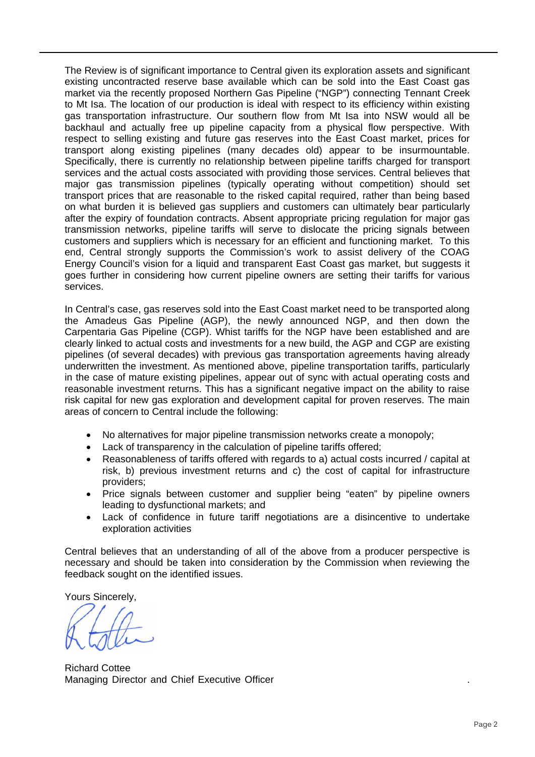The Review is of significant importance to Central given its exploration assets and significant existing uncontracted reserve base available which can be sold into the East Coast gas market via the recently proposed Northern Gas Pipeline ("NGP") connecting Tennant Creek to Mt Isa. The location of our production is ideal with respect to its efficiency within existing gas transportation infrastructure. Our southern flow from Mt Isa into NSW would all be backhaul and actually free up pipeline capacity from a physical flow perspective. With respect to selling existing and future gas reserves into the East Coast market, prices for transport along existing pipelines (many decades old) appear to be insurmountable. Specifically, there is currently no relationship between pipeline tariffs charged for transport services and the actual costs associated with providing those services. Central believes that major gas transmission pipelines (typically operating without competition) should set transport prices that are reasonable to the risked capital required, rather than being based on what burden it is believed gas suppliers and customers can ultimately bear particularly after the expiry of foundation contracts. Absent appropriate pricing regulation for major gas transmission networks, pipeline tariffs will serve to dislocate the pricing signals between customers and suppliers which is necessary for an efficient and functioning market. To this end, Central strongly supports the Commission's work to assist delivery of the COAG Energy Council's vision for a liquid and transparent East Coast gas market, but suggests it goes further in considering how current pipeline owners are setting their tariffs for various services.

In Central's case, gas reserves sold into the East Coast market need to be transported along the Amadeus Gas Pipeline (AGP), the newly announced NGP, and then down the Carpentaria Gas Pipeline (CGP). Whist tariffs for the NGP have been established and are clearly linked to actual costs and investments for a new build, the AGP and CGP are existing pipelines (of several decades) with previous gas transportation agreements having already underwritten the investment. As mentioned above, pipeline transportation tariffs, particularly in the case of mature existing pipelines, appear out of sync with actual operating costs and reasonable investment returns. This has a significant negative impact on the ability to raise risk capital for new gas exploration and development capital for proven reserves. The main areas of concern to Central include the following:

- No alternatives for major pipeline transmission networks create a monopoly;
- Lack of transparency in the calculation of pipeline tariffs offered;
- Reasonableness of tariffs offered with regards to a) actual costs incurred / capital at risk, b) previous investment returns and c) the cost of capital for infrastructure providers;
- Price signals between customer and supplier being "eaten" by pipeline owners leading to dysfunctional markets; and
- Lack of confidence in future tariff negotiations are a disincentive to undertake exploration activities

Central believes that an understanding of all of the above from a producer perspective is necessary and should be taken into consideration by the Commission when reviewing the feedback sought on the identified issues.

Yours Sincerely,

Richard Cottee
Managing Director and Chief Executive Officer